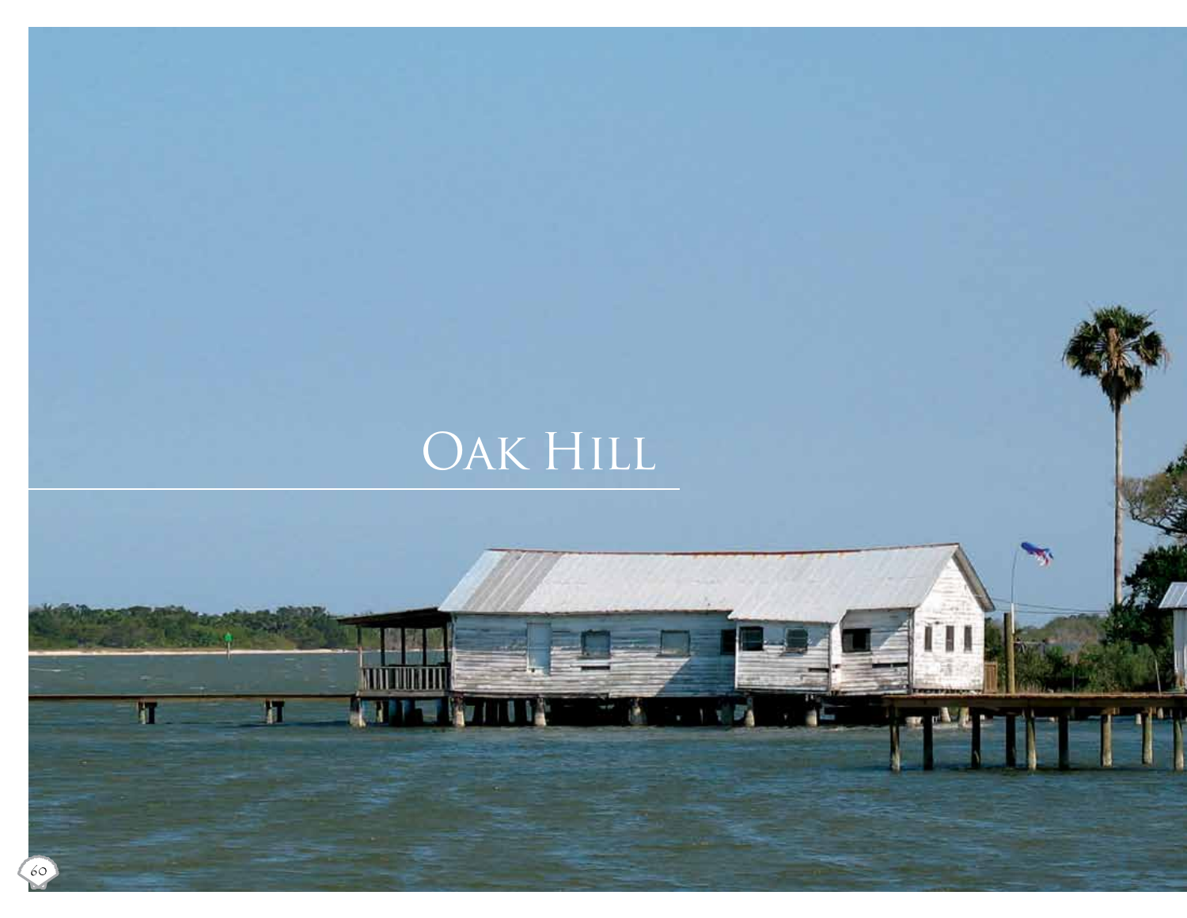# Oak Hill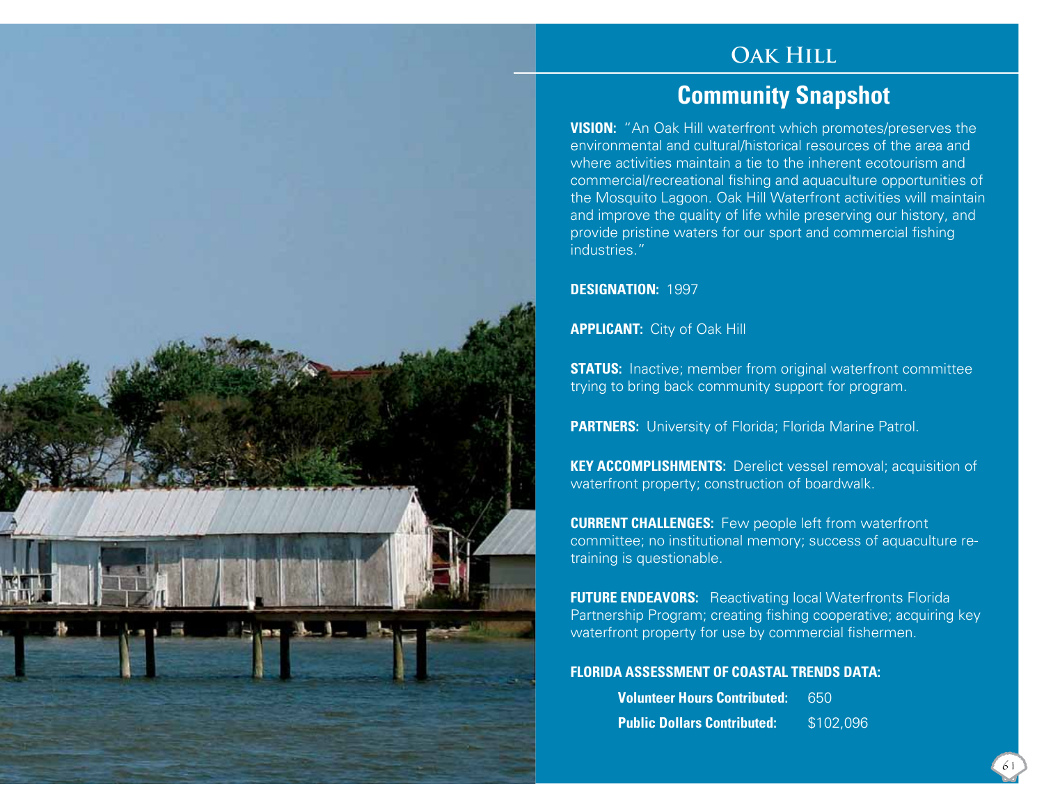# Oak Hill

## Community Snapshot

**VISION:** "An Oak Hill waterfront which promotes/preserves the environmental and cultural/historical resources of the area and where activities maintain a tie to the inherent ecotourism and commercial/recreational fishing and aquaculture opportunities of the Mosquito Lagoon. Oak Hill Waterfront activities will maintain and improve the quality of life while preserving our history, and provide pristine waters for our sport and commercial fishing industries."

**DESIGNATION:** 1997

**APPLICANT:** City of Oak Hill

**STATUS:** Inactive; member from original waterfront committee trying to bring back community support for program.

**PARTNERS:** University of Florida; Florida Marine Patrol.

**KEY ACCOMPLISHMENTS:** Derelict vessel removal; acquisition of waterfront property; construction of boardwalk.

**CURRENT CHALLENGES:** Few people left from waterfront committee; no institutional memory; success of aquaculture re-training is questionable.

**FUTURE ENDEAVORS:** Reactivating local Waterfronts Florida Partnership Program; creating fishing cooperative; acquiring key waterfront property for use by commercial fishermen.

**FLORIDA ASSESSMENT OF COASTAL TRENDS DATA:**

**Volunteer Hours Contributed:** 650

**Public Dollars Contributed:** $102,096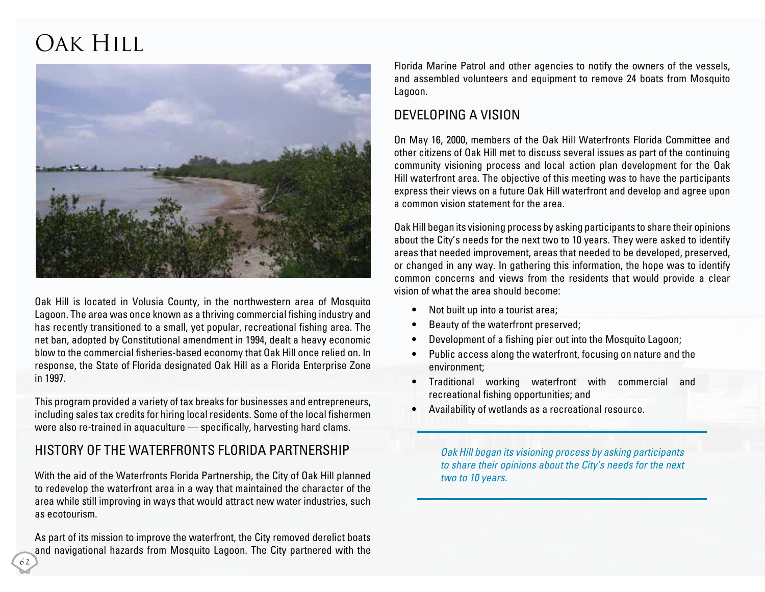# Oak Hill

Oak Hill is located in Volusia County, in the northwestern area of Mosquito Lagoon. The area was once known as a thriving commercial fishing industry and has recently transitioned to a small, yet popular, recreational fishing area. The net ban, adopted by Constitutional amendment in 1994, dealt a heavy economic blow to the commercial fisheries-based economy that Oak Hill once relied on. In response, the State of Florida designated Oak Hill as a Florida Enterprise Zone in 1997.

This program provided a variety of tax breaks for businesses and entrepreneurs, including sales tax credits for hiring local residents. Some of the local fishermen were also re-trained in aquaculture — specifically, harvesting hard clams.

## History of the Waterfronts Florida Partnership

With the aid of the Waterfronts Florida Partnership, the City of Oak Hill planned to redevelop the waterfront area in a way that maintained the character of the area while still improving in ways that would attract new water industries, such as ecotourism.

As part of its mission to improve the waterfront, the City removed derelict boats and navigational hazards from Mosquito Lagoon. The City partnered with the Florida Marine Patrol and other agencies to notify the owners of the vessels, and assembled volunteers and equipment to remove 24 boats from Mosquito Lagoon.

## Developing a Vision

On May 16, 2000, members of the Oak Hill Waterfronts Florida Committee and other citizens of Oak Hill met to discuss several issues as part of the continuing community visioning process and local action plan development for the Oak Hill waterfront area. The objective of this meeting was to have the participants express their views on a future Oak Hill waterfront and develop and agree upon a common vision statement for the area.

Oak Hill began its visioning process by asking participants to share their opinions about the City's needs for the next two to 10 years. They were asked to identify areas that needed improvement, areas that needed to be developed, preserved, or changed in any way. In gathering this information, the hope was to identify common concerns and views from the residents that would provide a clear vision of what the area should become:

- Not built up into a tourist area;
- Beauty of the waterfront preserved;
- Development of a fishing pier out into the Mosquito Lagoon;
- Public access along the waterfront, focusing on nature and the environment;
- Traditional working waterfront with commercial and recreational fishing opportunities; and
- Availability of wetlands as a recreational resource.

*Oak Hill began its visioning process by asking participants to share their opinions about the City's needs for the next two to 10 years.*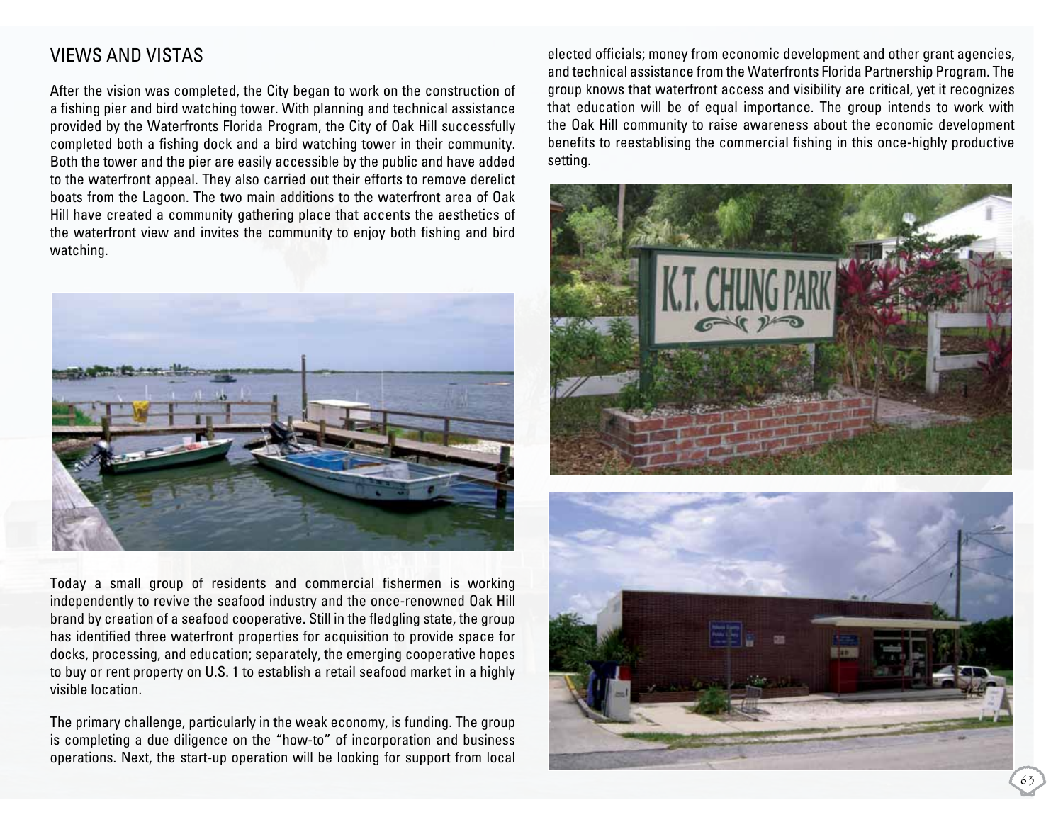## VIEWS AND VISTAS

After the vision was completed, the City began to work on the construction of a fishing pier and bird watching tower. With planning and technical assistance provided by the Waterfronts Florida Program, the City of Oak Hill successfully completed both a fishing dock and a bird watching tower in their community. Both the tower and the pier are easily accessible by the public and have added to the waterfront appeal. They also carried out their efforts to remove derelict boats from the Lagoon. The two main additions to the waterfront area of Oak Hill have created a community gathering place that accents the aesthetics of the waterfront view and invites the community to enjoy both fishing and bird watching.

Today a small group of residents and commercial fishermen is working independently to revive the seafood industry and the once-renowned Oak Hill brand by creation of a seafood cooperative. Still in the fledgling state, the group has identified three waterfront properties for acquisition to provide space for docks, processing, and education; separately, the emerging cooperative hopes to buy or rent property on U.S. 1 to establish a retail seafood market in a highly visible location.

The primary challenge, particularly in the weak economy, is funding. The group is completing a due diligence on the "how-to" of incorporation and business operations. Next, the start-up operation will be looking for support from local elected officials; money from economic development and other grant agencies, and technical assistance from the Waterfronts Florida Partnership Program. The group knows that waterfront access and visibility are critical, yet it recognizes that education will be of equal importance. The group intends to work with the Oak Hill community to raise awareness about the economic development benefits to reestablising the commercial fishing in this once-highly productive setting.